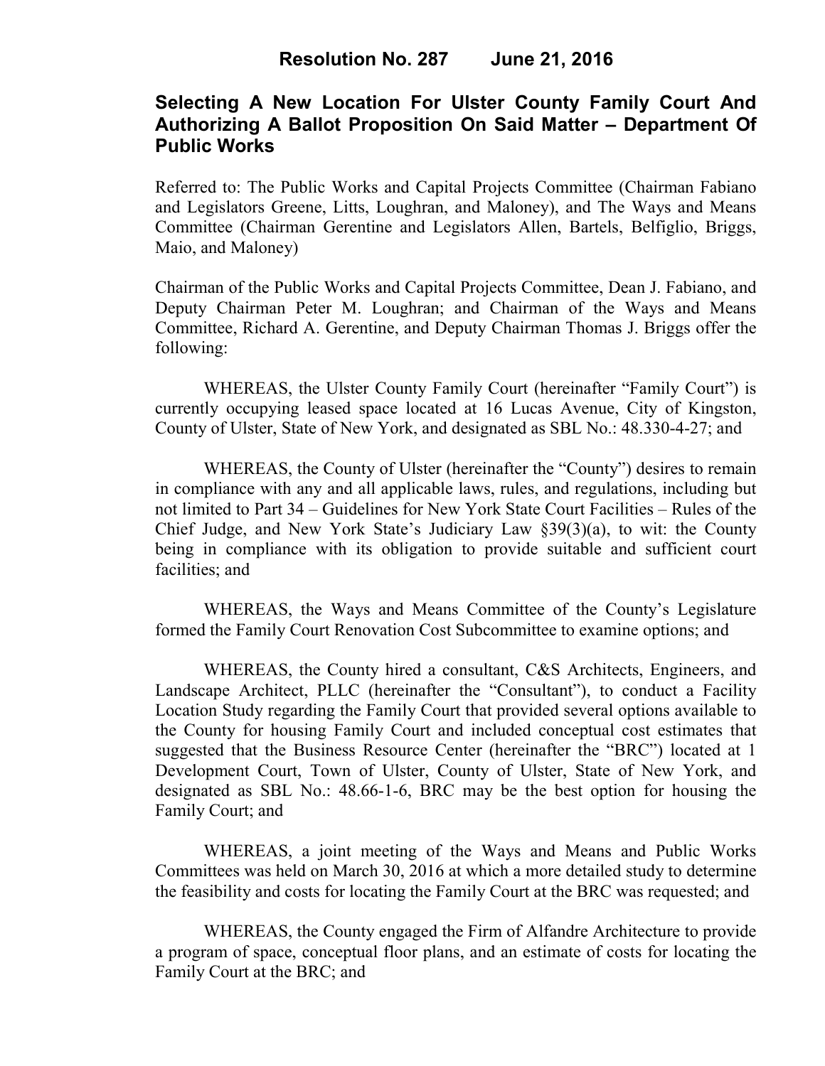# Resolution No. 287 June 21, 2016

## Selecting A New Location For Ulster County Family Court And Authorizing A Ballot Proposition On Said Matter – Department Of Public Works

Referred to: The Public Works and Capital Projects Committee (Chairman Fabiano and Legislators Greene, Litts, Loughran, and Maloney), and The Ways and Means Committee (Chairman Gerentine and Legislators Allen, Bartels, Belfiglio, Briggs, Maio, and Maloney)

Chairman of the Public Works and Capital Projects Committee, Dean J. Fabiano, and Deputy Chairman Peter M. Loughran; and Chairman of the Ways and Means Committee, Richard A. Gerentine, and Deputy Chairman Thomas J. Briggs offer the following:

WHEREAS, the Ulster County Family Court (hereinafter "Family Court") is currently occupying leased space located at 16 Lucas Avenue, City of Kingston, County of Ulster, State of New York, and designated as SBL No.: 48.330-4-27; and

WHEREAS, the County of Ulster (hereinafter the "County") desires to remain in compliance with any and all applicable laws, rules, and regulations, including but not limited to Part 34 – Guidelines for New York State Court Facilities – Rules of the Chief Judge, and New York State's Judiciary Law §39(3)(a), to wit: the County being in compliance with its obligation to provide suitable and sufficient court facilities; and

WHEREAS, the Ways and Means Committee of the County's Legislature formed the Family Court Renovation Cost Subcommittee to examine options; and

WHEREAS, the County hired a consultant, C&S Architects, Engineers, and Landscape Architect, PLLC (hereinafter the "Consultant"), to conduct a Facility Location Study regarding the Family Court that provided several options available to the County for housing Family Court and included conceptual cost estimates that suggested that the Business Resource Center (hereinafter the "BRC") located at 1 Development Court, Town of Ulster, County of Ulster, State of New York, and designated as SBL No.: 48.66-1-6, BRC may be the best option for housing the Family Court; and

WHEREAS, a joint meeting of the Ways and Means and Public Works Committees was held on March 30, 2016 at which a more detailed study to determine the feasibility and costs for locating the Family Court at the BRC was requested; and

WHEREAS, the County engaged the Firm of Alfandre Architecture to provide a program of space, conceptual floor plans, and an estimate of costs for locating the Family Court at the BRC; and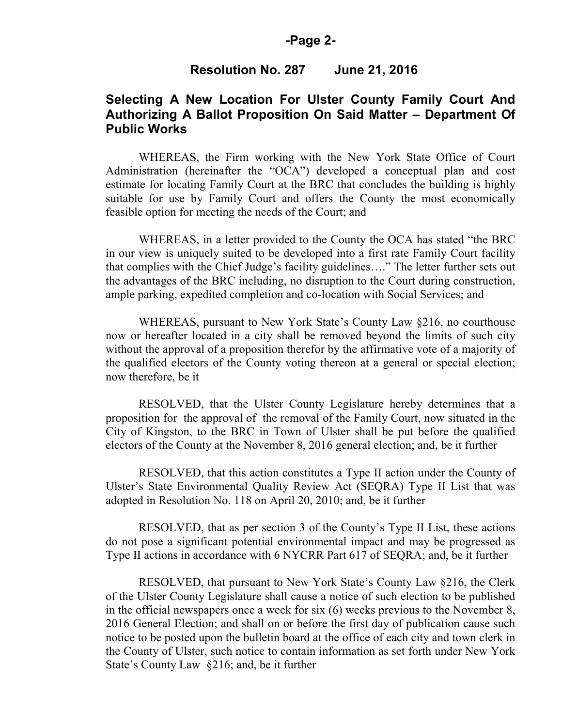**Resolution No. 287 June 21, 2016**

## Selecting A New Location For Ulster County Family Court And Authorizing A Ballot Proposition On Said Matter – Department Of Public Works

WHEREAS, the Firm working with the New York State Office of Court Administration (hereinafter the "OCA") developed a conceptual plan and cost estimate for locating Family Court at the BRC that concludes the building is highly suitable for use by Family Court and offers the County the most economically feasible option for meeting the needs of the Court; and

WHEREAS, in a letter provided to the County the OCA has stated "the BRC in our view is uniquely suited to be developed into a first rate Family Court facility that complies with the Chief Judge's facility guidelines…." The letter further sets out the advantages of the BRC including, no disruption to the Court during construction, ample parking, expedited completion and co-location with Social Services; and

WHEREAS, pursuant to New York State's County Law §216, no courthouse now or hereafter located in a city shall be removed beyond the limits of such city without the approval of a proposition therefor by the affirmative vote of a majority of the qualified electors of the County voting thereon at a general or special election; now therefore, be it

RESOLVED, that the Ulster County Legislature hereby determines that a proposition for the approval of the removal of the Family Court, now situated in the City of Kingston, to the BRC in Town of Ulster shall be put before the qualified electors of the County at the November 8, 2016 general election; and, be it further

RESOLVED, that this action constitutes a Type II action under the County of Ulster's State Environmental Quality Review Act (SEQRA) Type II List that was adopted in Resolution No. 118 on April 20, 2010; and, be it further

RESOLVED, that as per section 3 of the County's Type II List, these actions do not pose a significant potential environmental impact and may be progressed as Type II actions in accordance with 6 NYCRR Part 617 of SEQRA; and, be it further

RESOLVED, that pursuant to New York State's County Law §216, the Clerk of the Ulster County Legislature shall cause a notice of such election to be published in the official newspapers once a week for six (6) weeks previous to the November 8, 2016 General Election; and shall on or before the first day of publication cause such notice to be posted upon the bulletin board at the office of each city and town clerk in the County of Ulster, such notice to contain information as set forth under New York State's County Law §216; and, be it further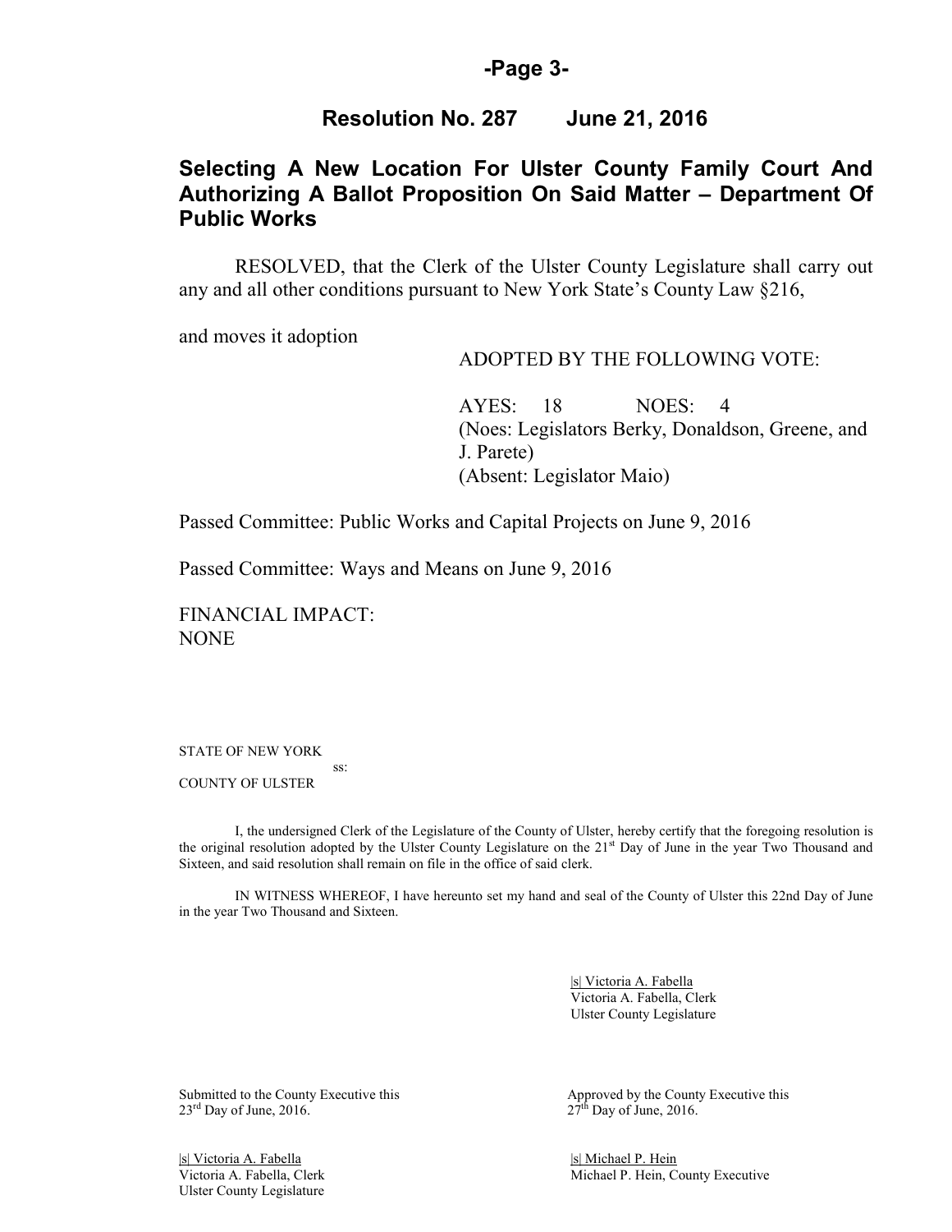## Resolution No. 287 June 21, 2016

## Selecting A New Location For Ulster County Family Court And Authorizing A Ballot Proposition On Said Matter – Department Of Public Works

RESOLVED, that the Clerk of the Ulster County Legislature shall carry out any and all other conditions pursuant to New York State's County Law §216,

and moves it adoption

ADOPTED BY THE FOLLOWING VOTE:

AYES: 18 NOES: 4
(Noes: Legislators Berky, Donaldson, Greene, and J. Parete)
(Absent: Legislator Maio)

Passed Committee: Public Works and Capital Projects on June 9, 2016

Passed Committee: Ways and Means on June 9, 2016

FINANCIAL IMPACT:
NONE

STATE OF NEW YORK
ss:
COUNTY OF ULSTER

I, the undersigned Clerk of the Legislature of the County of Ulster, hereby certify that the foregoing resolution is the original resolution adopted by the Ulster County Legislature on the 21st Day of June in the year Two Thousand and Sixteen, and said resolution shall remain on file in the office of said clerk.

IN WITNESS WHEREOF, I have hereunto set my hand and seal of the County of Ulster this 22nd Day of June in the year Two Thousand and Sixteen.

|s| Victoria A. Fabella
Victoria A. Fabella, Clerk
Ulster County Legislature

Submitted to the County Executive this 23rd Day of June, 2016.

|s| Victoria A. Fabella
Victoria A. Fabella, Clerk
Ulster County Legislature

Approved by the County Executive this 27th Day of June, 2016.

|s| Michael P. Hein
Michael P. Hein, County Executive